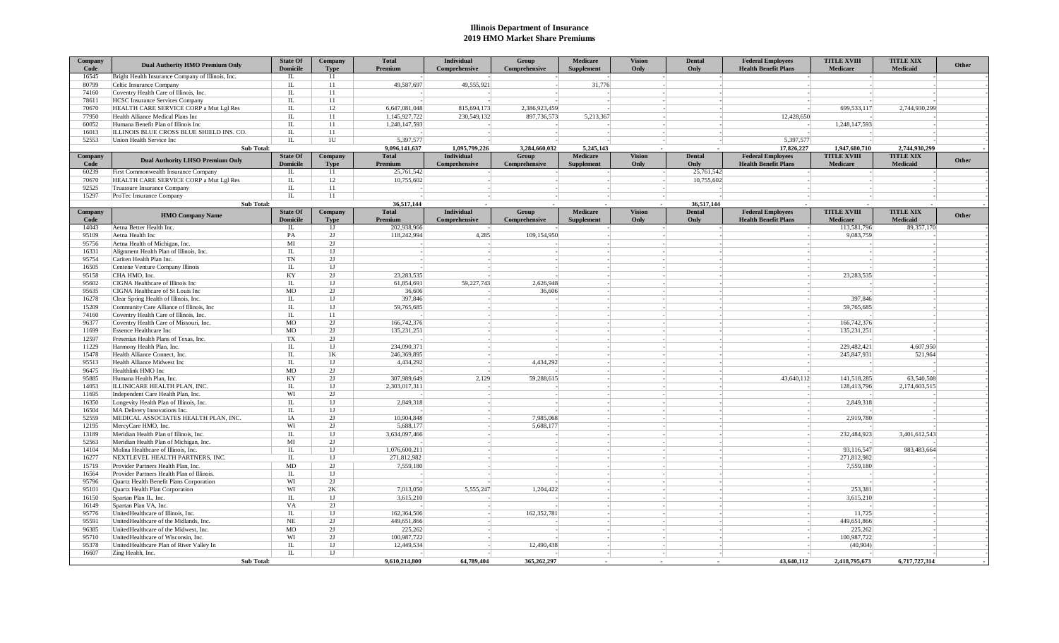# Illinois Department of Insurance
## 2019 HMO Market Share Premiums

| Company Code | Dual Authority HMO Premium Only | State Of Domicile | Company Type | Total Premium | Individual Comprehensive | Group Comprehensive | Medicare Supplement | Vision Only | Dental Only | Federal Employees Health Benefit Plans | TITLE XVIII Medicare | TITLE XIX Medicaid | Other |
|---|---|---|---|---|---|---|---|---|---|---|---|---|---|
| 16545 | Bright Health Insurance Company of Illinois, Inc. | IL | 11 | - | - | - | - | - | - | - | - | - | - |
| 80799 | Celtic Insurance Company | IL | 11 | 49,587,697 | 49,555,921 | - | 31,776 | - | - | - | - | - | - |
| 74160 | Coventry Health Care of Illinois, Inc. | IL | 11 | - | - | - | - | - | - | - | - | - | - |
| 78611 | HCSC Insurance Services Company | IL | 11 | - | - | - | - | - | - | - | - | - | - |
| 70670 | HEALTH CARE SERVICE CORP a Mut Lgl Res | IL | 12 | 6,647,081,048 | 815,694,173 | 2,386,923,459 | - | - | - | - | 699,533,117 | 2,744,930,299 | - |
| 77950 | Health Alliance Medical Plans Inc | IL | 11 | 1,145,927,722 | 230,549,132 | 897,736,573 | 5,213,367 | - | - | 12,428,650 | - | - | - |
| 60052 | Humana Benefit Plan of Illinois Inc | IL | 11 | 1,248,147,593 | - | - | - | - | - | - | 1,248,147,593 | - | - |
| 16013 | ILLINOIS BLUE CROSS BLUE SHIELD INS. CO. | IL | 11 | - | - | - | - | - | - | - | - | - | - |
| 52553 | Union Health Service Inc | IL | 1U | 5,397,577 | - | - | - | - | - | 5,397,577 | - | - | - |
| | **Sub Total:** | | | **9,096,141,637** | **1,095,799,226** | **3,284,660,032** | **5,245,143** | **-** | **-** | **17,826,227** | **1,947,680,710** | **2,744,930,299** | **-** |
| **Company Code** | **Dual Authority LHSO Premium Only** | **State Of Domicile** | **Company Type** | **Total Premium** | **Individual Comprehensive** | **Group Comprehensive** | **Medicare Supplement** | **Vision Only** | **Dental Only** | **Federal Employees Health Benefit Plans** | **TITLE XVIII Medicare** | **TITLE XIX Medicaid** | **Other** |
| 60239 | First Commonwealth Insurance Company | IL | 11 | 25,761,542 | - | - | - | - | 25,761,542 | - | - | - | - |
| 70670 | HEALTH CARE SERVICE CORP a Mut Lgl Res | IL | 12 | 10,755,602 | - | - | - | - | 10,755,602 | - | - | - | - |
| 92525 | Truassure Insurance Company | IL | 11 | - | - | - | - | - | - | - | - | - | - |
| 15297 | ProTec Insurance Company | IL | 11 | - | - | - | - | - | - | - | - | - | - |
| | **Sub Total:** | | | **36,517,144** | **-** | **-** | **-** | **-** | **36,517,144** | **-** | **-** | **-** | **-** |
| **Company Code** | **HMO Company Name** | **State Of Domicile** | **Company Type** | **Total Premium** | **Individual Comprehensive** | **Group Comprehensive** | **Medicare Supplement** | **Vision Only** | **Dental Only** | **Federal Employees Health Benefit Plans** | **TITLE XVIII Medicare** | **TITLE XIX Medicaid** | **Other** |
| 14043 | Aetna Better Health Inc. | IL | 1J | 202,938,966 | - | - | - | - | - | - | 113,581,796 | 89,357,170 | - |
| 95109 | Aetna Health Inc | PA | 2J | 118,242,994 | 4,285 | 109,154,950 | - | - | - | - | 9,083,759 | - | - |
| 95756 | Aetna Health of Michigan, Inc. | MI | 2J | - | - | - | - | - | - | - | - | - | - |
| 16331 | Alignment Health Plan of Illinois, Inc. | IL | 1J | - | - | - | - | - | - | - | - | - | - |
| 95754 | Cariten Health Plan Inc. | TN | 2J | - | - | - | - | - | - | - | - | - | - |
| 16505 | Centene Venture Company Illinois | IL | 1J | - | - | - | - | - | - | - | - | - | - |
| 95158 | CHA HMO, Inc. | KY | 2J | 23,283,535 | - | - | - | - | - | - | 23,283,535 | - | - |
| 95602 | CIGNA Healthcare of Illinois Inc | IL | 1J | 61,854,691 | 59,227,743 | 2,626,948 | - | - | - | - | - | - | - |
| 95635 | CIGNA Healthcare of St Louis Inc | MO | 2J | 36,606 | - | 36,606 | - | - | - | - | - | - | - |
| 16278 | Clear Spring Health of Illinois, Inc. | IL | 1J | 397,846 | - | - | - | - | - | - | 397,846 | - | - |
| 15209 | Community Care Alliance of Illinois, Inc | IL | 1J | 59,765,685 | - | - | - | - | - | - | 59,765,685 | - | - |
| 74160 | Coventry Health Care of Illinois, Inc. | IL | 11 | - | - | - | - | - | - | - | - | - | - |
| 96377 | Coventry Health Care of Missouri, Inc. | MO | 2J | 166,742,376 | - | - | - | - | - | - | 166,742,376 | - | - |
| 11699 | Essence Healthcare Inc | MO | 2J | 135,231,251 | - | - | - | - | - | - | 135,231,251 | - | - |
| 12597 | Fresenius Health Plans of Texas, Inc. | TX | 2J | - | - | - | - | - | - | - | - | - | - |
| 11229 | Harmony Health Plan, Inc. | IL | 1J | 234,090,371 | - | - | - | - | - | - | 229,482,421 | 4,607,950 | - |
| 15478 | Health Alliance Connect, Inc. | IL | 1K | 246,369,895 | - | - | - | - | - | - | 245,847,931 | 521,964 | - |
| 95513 | Health Alliance Midwest Inc | IL | 1J | 4,434,292 | - | 4,434,292 | - | - | - | - | - | - | - |
| 96475 | Healthlink HMO Inc | MO | 2J | - | - | - | - | - | - | - | - | - | - |
| 95885 | Humana Health Plan, Inc. | KY | 2J | 307,989,649 | 2,129 | 59,288,615 | - | - | - | 43,640,112 | 141,518,285 | 63,540,508 | - |
| 14053 | ILLINICARE HEALTH PLAN, INC. | IL | 1J | 2,303,017,311 | - | - | - | - | - | - | 128,413,796 | 2,174,603,515 | - |
| 11695 | Independent Care Health Plan, Inc. | WI | 2J | - | - | - | - | - | - | - | - | - | - |
| 16350 | Longevity Health Plan of Illinois, Inc. | IL | 1J | 2,849,318 | - | - | - | - | - | - | 2,849,318 | - | - |
| 16504 | MA Delivery Innovations Inc. | IL | 1J | - | - | - | - | - | - | - | - | - | - |
| 52559 | MEDICAL ASSOCIATES HEALTH PLAN, INC. | IA | 2J | 10,904,848 | - | 7,985,068 | - | - | - | - | 2,919,780 | - | - |
| 12195 | MercyCare HMO, Inc. | WI | 2J | 5,688,177 | - | 5,688,177 | - | - | - | - | - | - | - |
| 13189 | Meridian Health Plan of Illinois, Inc. | IL | 1J | 3,634,097,466 | - | - | - | - | - | - | 232,484,923 | 3,401,612,543 | - |
| 52563 | Meridian Health Plan of Michigan, Inc. | MI | 2J | - | - | - | - | - | - | - | - | - | - |
| 14104 | Molina Healthcare of Illinois, Inc. | IL | 1J | 1,076,600,211 | - | - | - | - | - | - | 93,116,547 | 983,483,664 | - |
| 16277 | NEXTLEVEL HEALTH PARTNERS, INC. | IL | 1J | 271,812,982 | - | - | - | - | - | - | 271,812,982 | - | - |
| 15719 | Provider Partners Health Plan, Inc. | MD | 2J | 7,559,180 | - | - | - | - | - | - | 7,559,180 | - | - |
| 16564 | Provider Partners Health Plan of Illinois. | IL | 1J | - | - | - | - | - | - | - | - | - | - |
| 95796 | Quartz Health Benefit Plans Corporation | WI | 2J | - | - | - | - | - | - | - | - | - | - |
| 95101 | Quartz Health Plan Corporation | WI | 2K | 7,013,050 | 5,555,247 | 1,204,422 | - | - | - | - | 253,381 | - | - |
| 16150 | Spartan Plan IL, Inc. | IL | 1J | 3,615,210 | - | - | - | - | - | - | 3,615,210 | - | - |
| 16149 | Spartan Plan VA, Inc. | VA | 2J | - | - | - | - | - | - | - | - | - | - |
| 95776 | UnitedHealthcare of Illinois, Inc. | IL | 1J | 162,364,506 | - | 162,352,781 | - | - | - | - | 11,725 | - | - |
| 95591 | UnitedHealthcare of the Midlands, Inc. | NE | 2J | 449,651,866 | - | - | - | - | - | - | 449,651,866 | - | - |
| 96385 | UnitedHealthcare of the Midwest, Inc. | MO | 2J | 225,262 | - | - | - | - | - | - | 225,262 | - | - |
| 95710 | UnitedHealthcare of Wisconsin, Inc. | WI | 2J | 100,987,722 | - | - | - | - | - | - | 100,987,722 | - | - |
| 95378 | UnitedHealthcare Plan of River Valley In | IL | 1J | 12,449,534 | - | 12,490,438 | - | - | - | - | (40,904) | - | - |
| 16607 | Zing Health, Inc. | IL | 1J | - | - | - | - | - | - | - | - | - | - |
| | **Sub Total:** | | | **9,610,214,800** | **64,789,404** | **365,262,297** | **-** | **-** | **-** | **43,640,112** | **2,418,795,673** | **6,717,727,314** | **-** |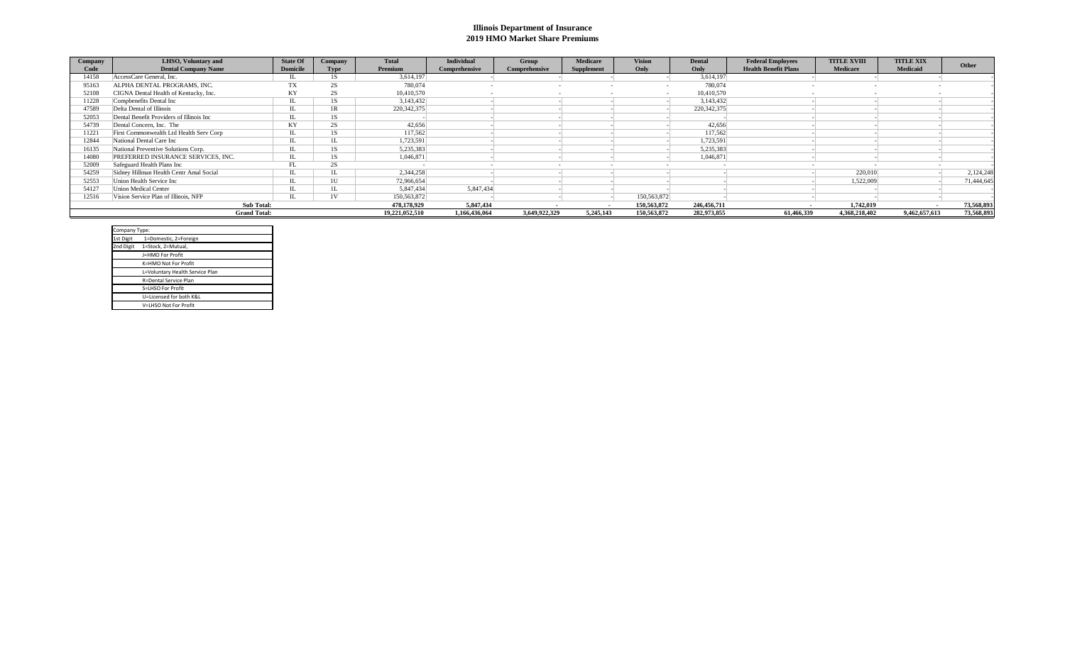**Illinois Department of Insurance**
**2019 HMO Market Share Premiums**

| Company Code | LHSO, Voluntary and Dental Company Name | State Of Domicile | Company Type | Total Premium | Individual Comprehensive | Group Comprehensive | Medicare Supplement | Vision Only | Dental Only | Federal Employees Health Benefit Plans | TITLE XVIII Medicare | TITLE XIX Medicaid | Other |
|---|---|---|---|---|---|---|---|---|---|---|---|---|---|
| 14158 | AccessCare General, Inc. | IL | 1S | 3,614,197 | - | - | - | - | 3,614,197 | - | - | - | - |
| 95163 | ALPHA DENTAL PROGRAMS, INC. | TX | 2S | 780,074 | - | - | - | - | 780,074 | - | - | - | - |
| 52108 | CIGNA Dental Health of Kentucky, Inc. | KY | 2S | 10,410,570 | - | - | - | - | 10,410,570 | - | - | - | - |
| 11228 | Compbenefits Dental Inc | IL | 1S | 3,143,432 | - | - | - | - | 3,143,432 | - | - | - | - |
| 47589 | Delta Dental of Illinois | IL | 1R | 220,342,375 | - | - | - | - | 220,342,375 | - | - | - | - |
| 52053 | Dental Benefit Providers of Illinois Inc | IL | 1S | - | - | - | - | - | - | - | - | - | - |
| 54739 | Dental Concern, Inc. The | KY | 2S | 42,656 | - | - | - | - | 42,656 | - | - | - | - |
| 11221 | First Commonwealth Ltd Health Serv Corp | IL | 1S | 117,562 | - | - | - | - | 117,562 | - | - | - | - |
| 12844 | National Dental Care Inc | IL | 1L | 1,723,591 | - | - | - | - | 1,723,591 | - | - | - | - |
| 16135 | National Preventive Solutions Corp. | IL | 1S | 5,235,383 | - | - | - | - | 5,235,383 | - | - | - | - |
| 14080 | PREFERRED INSURANCE SERVICES, INC. | IL | 1S | 1,046,871 | - | - | - | - | 1,046,871 | - | - | - | - |
| 52009 | Safeguard Health Plans Inc | FL | 2S | - | - | - | - | - | - | - | - | - | - |
| 54259 | Sidney Hillman Health Centr Amal Social | IL | 1L | 2,344,258 | - | - | - | - | - | - | 220,010 | - | 2,124,248 |
| 52553 | Union Health Service Inc | IL | 1U | 72,966,654 | - | - | - | - | - | - | 1,522,009 | - | 71,444,645 |
| 54127 | Union Medical Center | IL | 1L | 5,847,434 | 5,847,434 | - | - | - | - | - | - | - | - |
| 12516 | Vision Service Plan of Illinois, NFP | IL | 1V | 150,563,872 | - | - | - | 150,563,872 | - | - | - | - | - |
| | **Sub Total:** | | | **478,178,929** | **5,847,434** | **-** | **-** | **150,563,872** | **246,456,711** | **-** | **1,742,019** | **-** | **73,568,893** |
| | **Grand Total:** | | | **19,221,052,510** | **1,166,436,064** | **3,649,922,329** | **5,245,143** | **150,563,872** | **282,973,855** | **61,466,339** | **4,368,218,402** | **9,462,657,613** | **73,568,893** |

| Company Type: | |
|---|---|
| 1st Digit | 1=Domestic, 2=Foreign |
| 2nd Digit | 1=Stock, 2=Mutual, |
| | J=HMO For Profit |
| | K=HMO Not For Profit |
| | L=Voluntary Health Service Plan |
| | R=Dental Service Plan |
| | S=LHSO For Profit |
| | U=Licensed for both K&L |
| | V=LHSO Not For Profit |